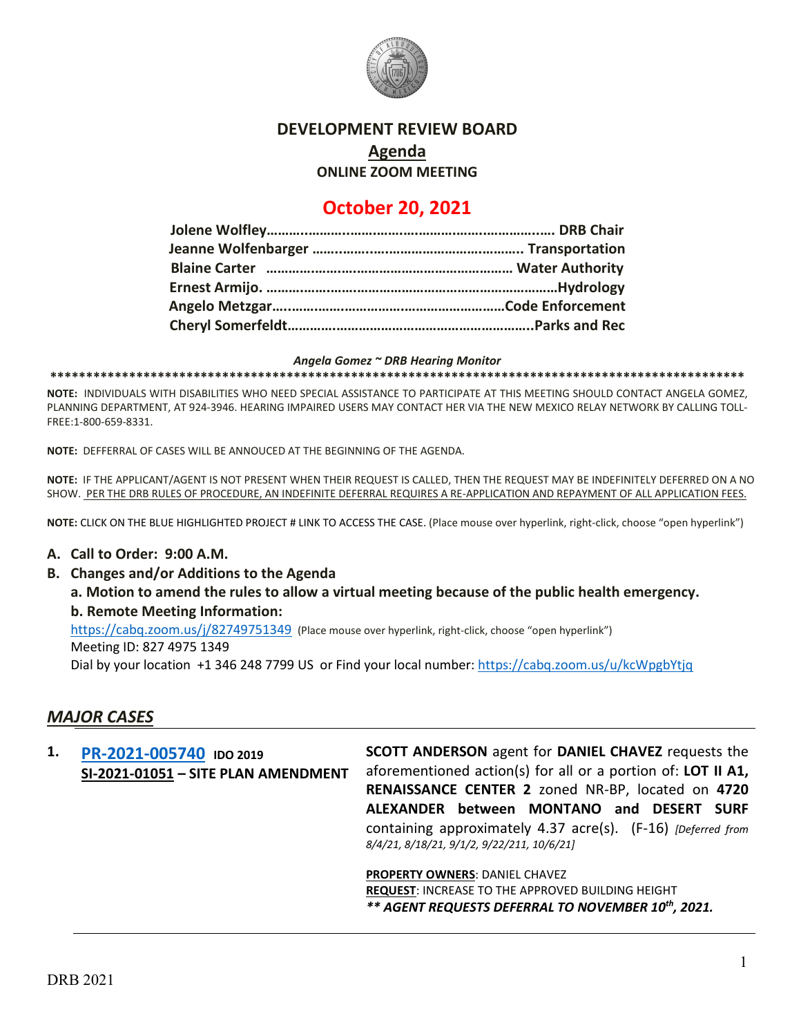# DEVELOPMENT REVIEW BOARD

## Agenda

**ONLINE ZOOM MEETING**

## October 20, 2021

**Jolene Wolfley………………………………………………………… DRB Chair**
**Jeanne Wolfenbarger ………………………………………….. Transportation**
**Blaine Carter ………………………………………………… Water Authority**
**Ernest Armijo. ………………………………………………………Hydrology**
**Angelo Metzgar……………………………………………Code Enforcement**
**Cheryl Somerfeldt……………………………………………………..Parks and Rec**

***Angela Gomez ~ DRB Hearing Monitor***

**NOTE:** INDIVIDUALS WITH DISABILITIES WHO NEED SPECIAL ASSISTANCE TO PARTICIPATE AT THIS MEETING SHOULD CONTACT ANGELA GOMEZ, PLANNING DEPARTMENT, AT 924-3946. HEARING IMPAIRED USERS MAY CONTACT HER VIA THE NEW MEXICO RELAY NETWORK BY CALLING TOLL-FREE:1-800-659-8331.

**NOTE:** DEFFERRAL OF CASES WILL BE ANNOUCED AT THE BEGINNING OF THE AGENDA.

**NOTE:** IF THE APPLICANT/AGENT IS NOT PRESENT WHEN THEIR REQUEST IS CALLED, THEN THE REQUEST MAY BE INDEFINITELY DEFERRED ON A NO SHOW. PER THE DRB RULES OF PROCEDURE, AN INDEFINITE DEFERRAL REQUIRES A RE-APPLICATION AND REPAYMENT OF ALL APPLICATION FEES.

**NOTE:** CLICK ON THE BLUE HIGHLIGHTED PROJECT # LINK TO ACCESS THE CASE. (Place mouse over hyperlink, right-click, choose "open hyperlink")

**A. Call to Order: 9:00 A.M.**

**B. Changes and/or Additions to the Agenda**

**a. Motion to amend the rules to allow a virtual meeting because of the public health emergency.**

**b. Remote Meeting Information:**

https://cabq.zoom.us/j/82749751349 (Place mouse over hyperlink, right-click, choose "open hyperlink")
Meeting ID: 827 4975 1349
Dial by your location +1 346 248 7799 US or Find your local number: https://cabq.zoom.us/u/kcWpgbYtjq

## *MAJOR CASES*

**1. PR-2021-005740 IDO 2019**
**SI-2021-01051 – SITE PLAN AMENDMENT**

**SCOTT ANDERSON** agent for **DANIEL CHAVEZ** requests the aforementioned action(s) for all or a portion of: **LOT II A1, RENAISSANCE CENTER 2** zoned NR-BP, located on **4720 ALEXANDER between MONTANO and DESERT SURF** containing approximately 4.37 acre(s). (F-16) *[Deferred from 8/4/21, 8/18/21, 9/1/2, 9/22/211, 10/6/21]*

**PROPERTY OWNERS**: DANIEL CHAVEZ
**REQUEST**: INCREASE TO THE APPROVED BUILDING HEIGHT
***\*\* AGENT REQUESTS DEFERRAL TO NOVEMBER 10th, 2021.***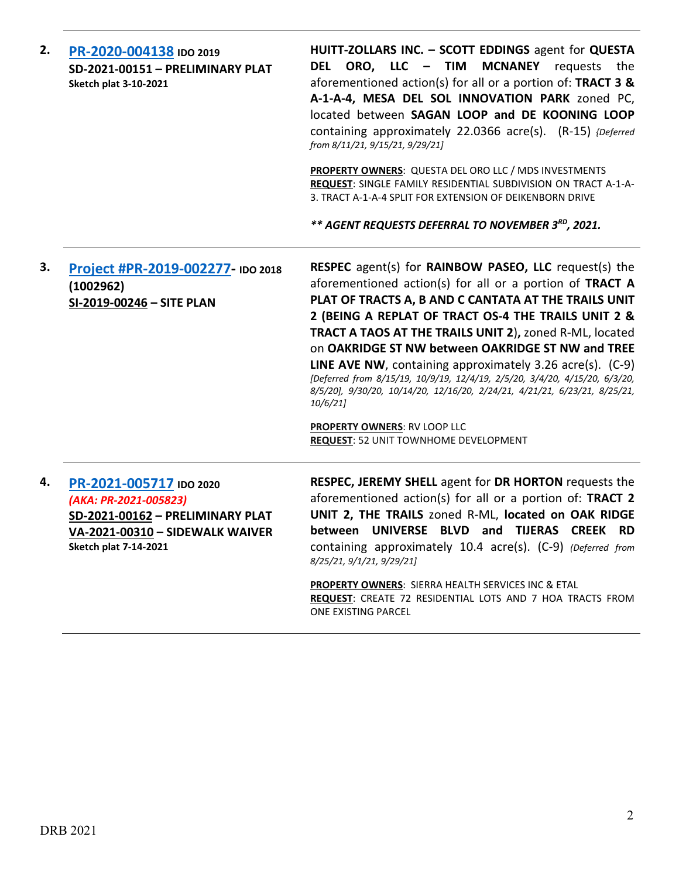| | | |
|---|---|---|
| **2.** | **PR-2020-004138** **IDO 2019**<br>**SD-2021-00151 – PRELIMINARY PLAT**<br>**Sketch plat 3-10-2021** | **HUITT-ZOLLARS INC. – SCOTT EDDINGS** agent for **QUESTA DEL ORO, LLC – TIM MCNANEY** requests the aforementioned action(s) for all or a portion of: **TRACT 3 & A-1-A-4, MESA DEL SOL INNOVATION PARK** zoned PC, located between **SAGAN LOOP and DE KOONING LOOP** containing approximately 22.0366 acre(s). (R-15) *{Deferred from 8/11/21, 9/15/21, 9/29/21]*<br><br>**PROPERTY OWNERS**: QUESTA DEL ORO LLC / MDS INVESTMENTS<br>**REQUEST**: SINGLE FAMILY RESIDENTIAL SUBDIVISION ON TRACT A-1-A-3. TRACT A-1-A-4 SPLIT FOR EXTENSION OF DEIKENBORN DRIVE<br><br>***\*\* AGENT REQUESTS DEFERRAL TO NOVEMBER 3RD, 2021.*** |
| **3.** | **Project #PR-2019-002277- IDO 2018**<br>**(1002962)**<br>**SI-2019-00246 – SITE PLAN** | **RESPEC** agent(s) for **RAINBOW PASEO, LLC** request(s) the aforementioned action(s) for all or a portion of **TRACT A PLAT OF TRACTS A, B AND C CANTATA AT THE TRAILS UNIT 2 (BEING A REPLAT OF TRACT OS-4 THE TRAILS UNIT 2 & TRACT A TAOS AT THE TRAILS UNIT 2),** zoned R-ML, located on **OAKRIDGE ST NW between OAKRIDGE ST NW and TREE LINE AVE NW**, containing approximately 3.26 acre(s). (C-9) *[Deferred from 8/15/19, 10/9/19, 12/4/19, 2/5/20, 3/4/20, 4/15/20, 6/3/20, 8/5/20], 9/30/20, 10/14/20, 12/16/20, 2/24/21, 4/21/21, 6/23/21, 8/25/21, 10/6/21]*<br><br>**PROPERTY OWNERS**: RV LOOP LLC<br>**REQUEST**: 52 UNIT TOWNHOME DEVELOPMENT |
| **4.** | **PR-2021-005717** **IDO 2020**<br>***(AKA: PR-2021-005823)***<br>**SD-2021-00162 – PRELIMINARY PLAT**<br>**VA-2021-00310 – SIDEWALK WAIVER**<br>**Sketch plat 7-14-2021** | **RESPEC, JEREMY SHELL** agent for **DR HORTON** requests the aforementioned action(s) for all or a portion of: **TRACT 2 UNIT 2, THE TRAILS** zoned R-ML, **located on OAK RIDGE between UNIVERSE BLVD and TIJERAS CREEK RD** containing approximately 10.4 acre(s). (C-9) *(Deferred from 8/25/21, 9/1/21, 9/29/21]*<br><br>**PROPERTY OWNERS**: SIERRA HEALTH SERVICES INC & ETAL<br>**REQUEST**: CREATE 72 RESIDENTIAL LOTS AND 7 HOA TRACTS FROM ONE EXISTING PARCEL |

DRB 2021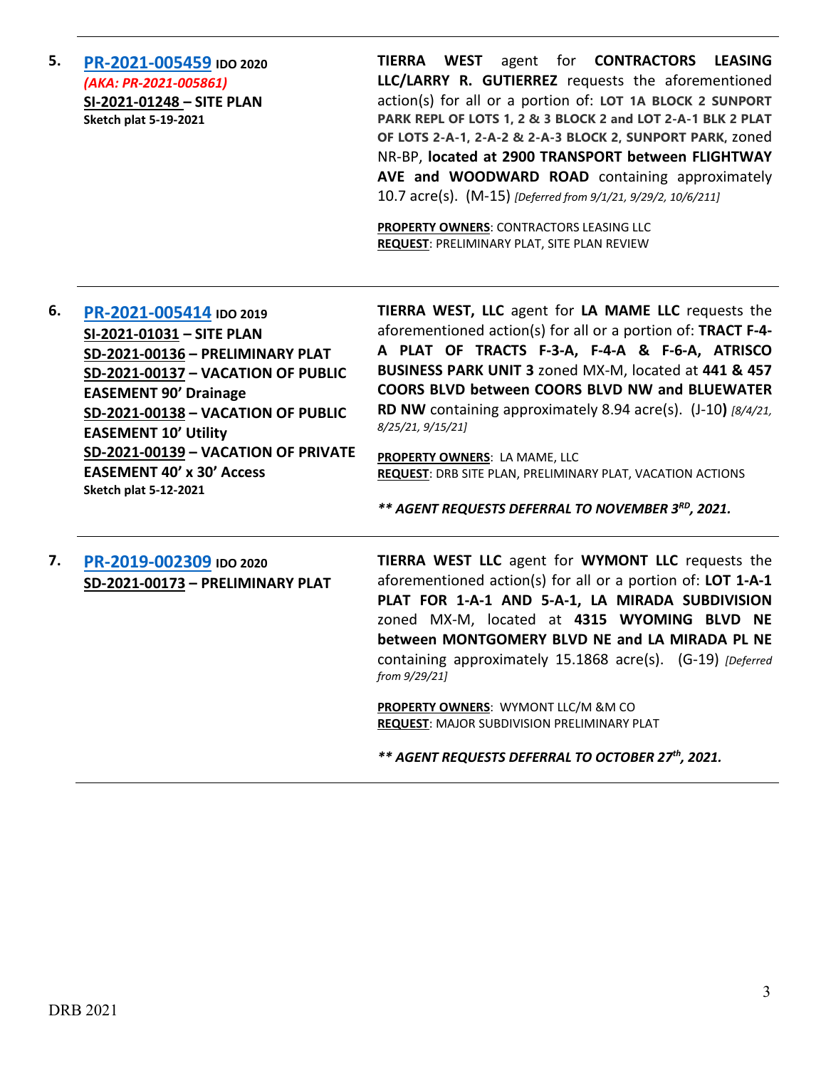---

**5.** **PR-2021-005459** **IDO 2020**
*(AKA: PR-2021-005861)*
**SI-2021-01248 – SITE PLAN**
**Sketch plat 5-19-2021**

**TIERRA WEST** agent for **CONTRACTORS LEASING LLC/LARRY R. GUTIERREZ** requests the aforementioned action(s) for all or a portion of: **LOT 1A BLOCK 2 SUNPORT PARK REPL OF LOTS 1, 2 & 3 BLOCK 2 and LOT 2-A-1 BLK 2 PLAT OF LOTS 2-A-1, 2-A-2 & 2-A-3 BLOCK 2, SUNPORT PARK**, zoned NR-BP, **located at 2900 TRANSPORT between FLIGHTWAY AVE and WOODWARD ROAD** containing approximately 10.7 acre(s). (M-15) *[Deferred from 9/1/21, 9/29/2, 10/6/211]*

**PROPERTY OWNERS**: CONTRACTORS LEASING LLC
**REQUEST**: PRELIMINARY PLAT, SITE PLAN REVIEW

---

**6.** **PR-2021-005414** **IDO 2019**
**SI-2021-01031 – SITE PLAN**
**SD-2021-00136 – PRELIMINARY PLAT**
**SD-2021-00137 – VACATION OF PUBLIC EASEMENT 90' Drainage**
**SD-2021-00138 – VACATION OF PUBLIC EASEMENT 10' Utility**
**SD-2021-00139 – VACATION OF PRIVATE EASEMENT 40' x 30' Access**
**Sketch plat 5-12-2021**

**TIERRA WEST, LLC** agent for **LA MAME LLC** requests the aforementioned action(s) for all or a portion of: **TRACT F-4-A PLAT OF TRACTS F-3-A, F-4-A & F-6-A, ATRISCO BUSINESS PARK UNIT 3** zoned MX-M, located at **441 & 457 COORS BLVD between COORS BLVD NW and BLUEWATER RD NW** containing approximately 8.94 acre(s). (J-10**)** *[8/4/21, 8/25/21, 9/15/21]*

**PROPERTY OWNERS**: LA MAME, LLC
**REQUEST**: DRB SITE PLAN, PRELIMINARY PLAT, VACATION ACTIONS

***\*\* AGENT REQUESTS DEFERRAL TO NOVEMBER 3RD, 2021.***

---

**7.** **PR-2019-002309** **IDO 2020**
**SD-2021-00173 – PRELIMINARY PLAT**

**TIERRA WEST LLC** agent for **WYMONT LLC** requests the aforementioned action(s) for all or a portion of: **LOT 1-A-1 PLAT FOR 1-A-1 AND 5-A-1, LA MIRADA SUBDIVISION** zoned MX-M, located at **4315 WYOMING BLVD NE between MONTGOMERY BLVD NE and LA MIRADA PL NE** containing approximately 15.1868 acre(s). (G-19) *[Deferred from 9/29/21]*

**PROPERTY OWNERS**: WYMONT LLC/M &M CO
**REQUEST**: MAJOR SUBDIVISION PRELIMINARY PLAT

***\*\* AGENT REQUESTS DEFERRAL TO OCTOBER 27th, 2021.***

---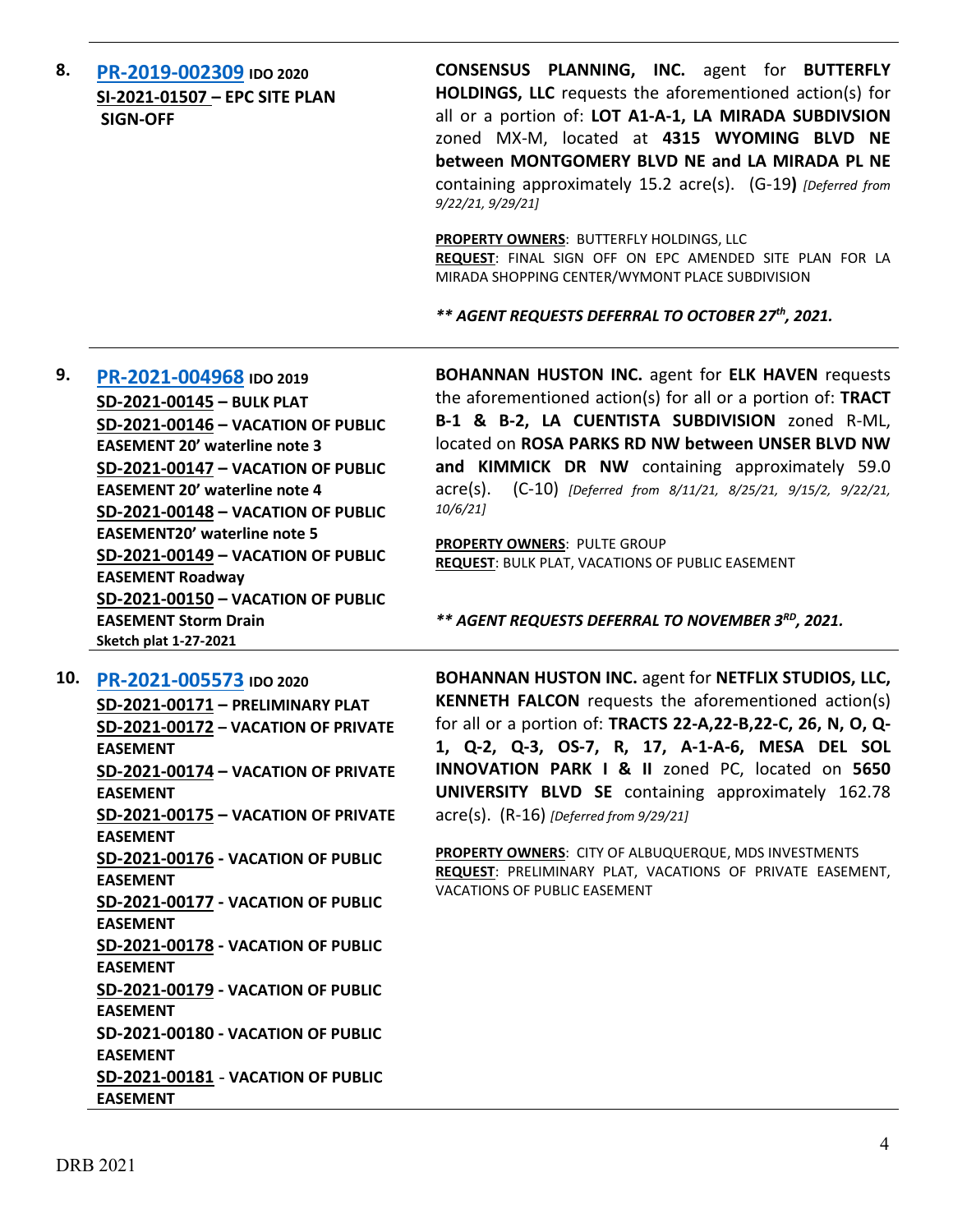**8.** **PR-2019-002309** **IDO 2020**
**SI-2021-01507 – EPC SITE PLAN SIGN-OFF**

**CONSENSUS PLANNING, INC.** agent for **BUTTERFLY HOLDINGS, LLC** requests the aforementioned action(s) for all or a portion of: **LOT A1-A-1, LA MIRADA SUBDIVSION** zoned MX-M, located at **4315 WYOMING BLVD NE between MONTGOMERY BLVD NE and LA MIRADA PL NE** containing approximately 15.2 acre(s). (G-19**)** *[Deferred from 9/22/21, 9/29/21]*

**PROPERTY OWNERS**: BUTTERFLY HOLDINGS, LLC
**REQUEST**: FINAL SIGN OFF ON EPC AMENDED SITE PLAN FOR LA MIRADA SHOPPING CENTER/WYMONT PLACE SUBDIVISION

***\*\* AGENT REQUESTS DEFERRAL TO OCTOBER 27th, 2021.***

---

**9.** **PR-2021-004968** **IDO 2019**
**SD-2021-00145 – BULK PLAT**
**SD-2021-00146 – VACATION OF PUBLIC EASEMENT 20' waterline note 3**
**SD-2021-00147 – VACATION OF PUBLIC EASEMENT 20' waterline note 4**
**SD-2021-00148 – VACATION OF PUBLIC EASEMENT20' waterline note 5**
**SD-2021-00149 – VACATION OF PUBLIC EASEMENT Roadway**
**SD-2021-00150 – VACATION OF PUBLIC EASEMENT Storm Drain**
**Sketch plat 1-27-2021**

**BOHANNAN HUSTON INC.** agent for **ELK HAVEN** requests the aforementioned action(s) for all or a portion of: **TRACT B-1 & B-2, LA CUENTISTA SUBDIVISION** zoned R-ML, located on **ROSA PARKS RD NW between UNSER BLVD NW and KIMMICK DR NW** containing approximately 59.0 acre(s). (C-10) *[Deferred from 8/11/21, 8/25/21, 9/15/2, 9/22/21, 10/6/21]*

**PROPERTY OWNERS**: PULTE GROUP
**REQUEST**: BULK PLAT, VACATIONS OF PUBLIC EASEMENT

***\*\* AGENT REQUESTS DEFERRAL TO NOVEMBER 3RD, 2021.***

---

**10.** **PR-2021-005573** **IDO 2020**
**SD-2021-00171 – PRELIMINARY PLAT**
**SD-2021-00172 – VACATION OF PRIVATE EASEMENT**
**SD-2021-00174 – VACATION OF PRIVATE EASEMENT**
**SD-2021-00175 – VACATION OF PRIVATE EASEMENT**
**SD-2021-00176 - VACATION OF PUBLIC EASEMENT**
**SD-2021-00177 - VACATION OF PUBLIC EASEMENT**
**SD-2021-00178 - VACATION OF PUBLIC EASEMENT**
**SD-2021-00179 - VACATION OF PUBLIC EASEMENT**
**SD-2021-00180 - VACATION OF PUBLIC EASEMENT**
**SD-2021-00181 - VACATION OF PUBLIC EASEMENT**

**BOHANNAN HUSTON INC.** agent for **NETFLIX STUDIOS, LLC, KENNETH FALCON** requests the aforementioned action(s) for all or a portion of: **TRACTS 22-A,22-B,22-C, 26, N, O, Q-1, Q-2, Q-3, OS-7, R, 17, A-1-A-6, MESA DEL SOL INNOVATION PARK I & II** zoned PC, located on **5650 UNIVERSITY BLVD SE** containing approximately 162.78 acre(s). (R-16) *[Deferred from 9/29/21]*

**PROPERTY OWNERS**: CITY OF ALBUQUERQUE, MDS INVESTMENTS
**REQUEST**: PRELIMINARY PLAT, VACATIONS OF PRIVATE EASEMENT, VACATIONS OF PUBLIC EASEMENT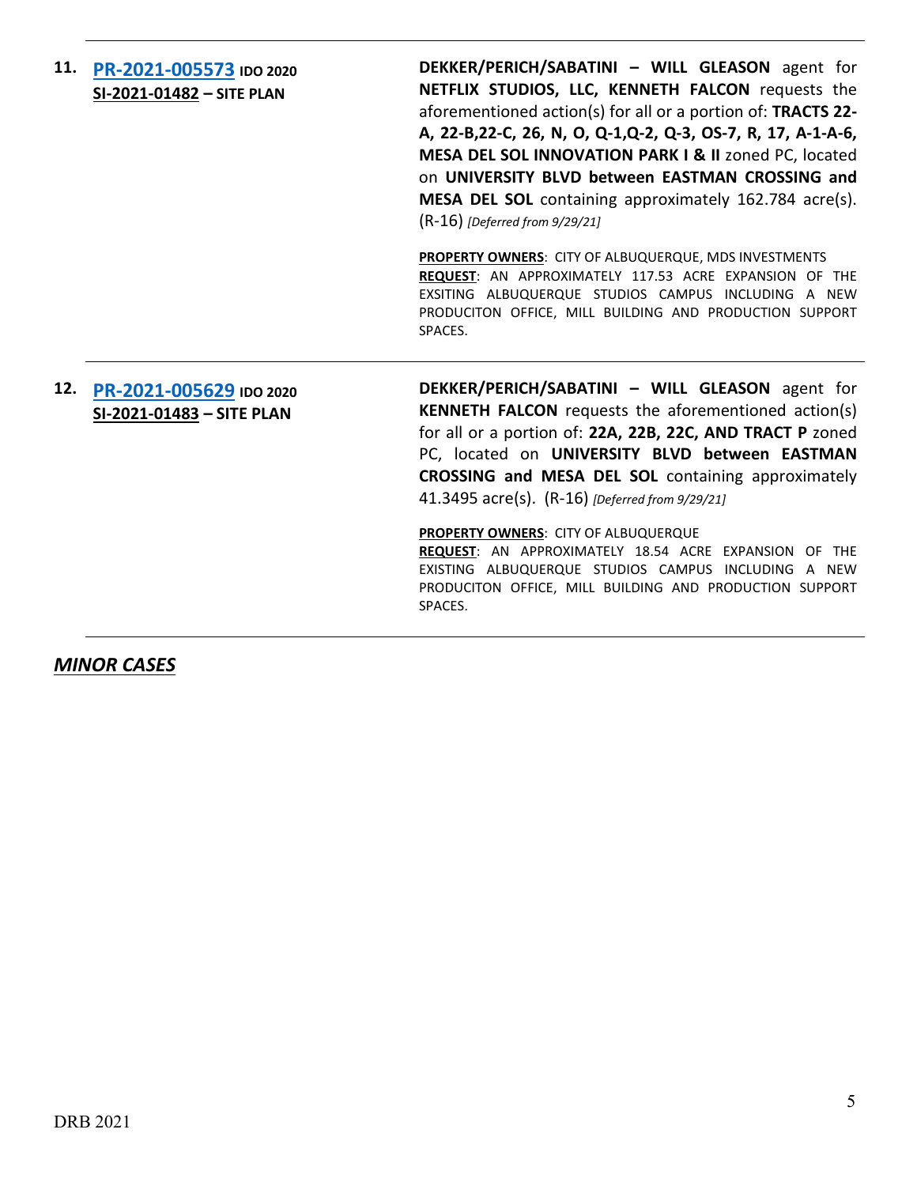11. **[PR-2021-005573](#) IDO 2020**
**SI-2021-01482 – SITE PLAN**

**DEKKER/PERICH/SABATINI – WILL GLEASON** agent for **NETFLIX STUDIOS, LLC, KENNETH FALCON** requests the aforementioned action(s) for all or a portion of: **TRACTS 22-A, 22-B,22-C, 26, N, O, Q-1,Q-2, Q-3, OS-7, R, 17, A-1-A-6, MESA DEL SOL INNOVATION PARK I & II** zoned PC, located on **UNIVERSITY BLVD between EASTMAN CROSSING and MESA DEL SOL** containing approximately 162.784 acre(s). (R-16) *[Deferred from 9/29/21]*

**PROPERTY OWNERS**: CITY OF ALBUQUERQUE, MDS INVESTMENTS
**REQUEST**: AN APPROXIMATELY 117.53 ACRE EXPANSION OF THE EXSITING ALBUQUERQUE STUDIOS CAMPUS INCLUDING A NEW PRODUCITON OFFICE, MILL BUILDING AND PRODUCTION SUPPORT SPACES.

---

12. **[PR-2021-005629](#) IDO 2020**
**SI-2021-01483 – SITE PLAN**

**DEKKER/PERICH/SABATINI – WILL GLEASON** agent for **KENNETH FALCON** requests the aforementioned action(s) for all or a portion of: **22A, 22B, 22C, AND TRACT P** zoned PC, located on **UNIVERSITY BLVD between EASTMAN CROSSING and MESA DEL SOL** containing approximately 41.3495 acre(s). (R-16) *[Deferred from 9/29/21]*

**PROPERTY OWNERS**: CITY OF ALBUQUERQUE
**REQUEST**: AN APPROXIMATELY 18.54 ACRE EXPANSION OF THE EXISTING ALBUQUERQUE STUDIOS CAMPUS INCLUDING A NEW PRODUCITON OFFICE, MILL BUILDING AND PRODUCTION SUPPORT SPACES.

---

## *MINOR CASES*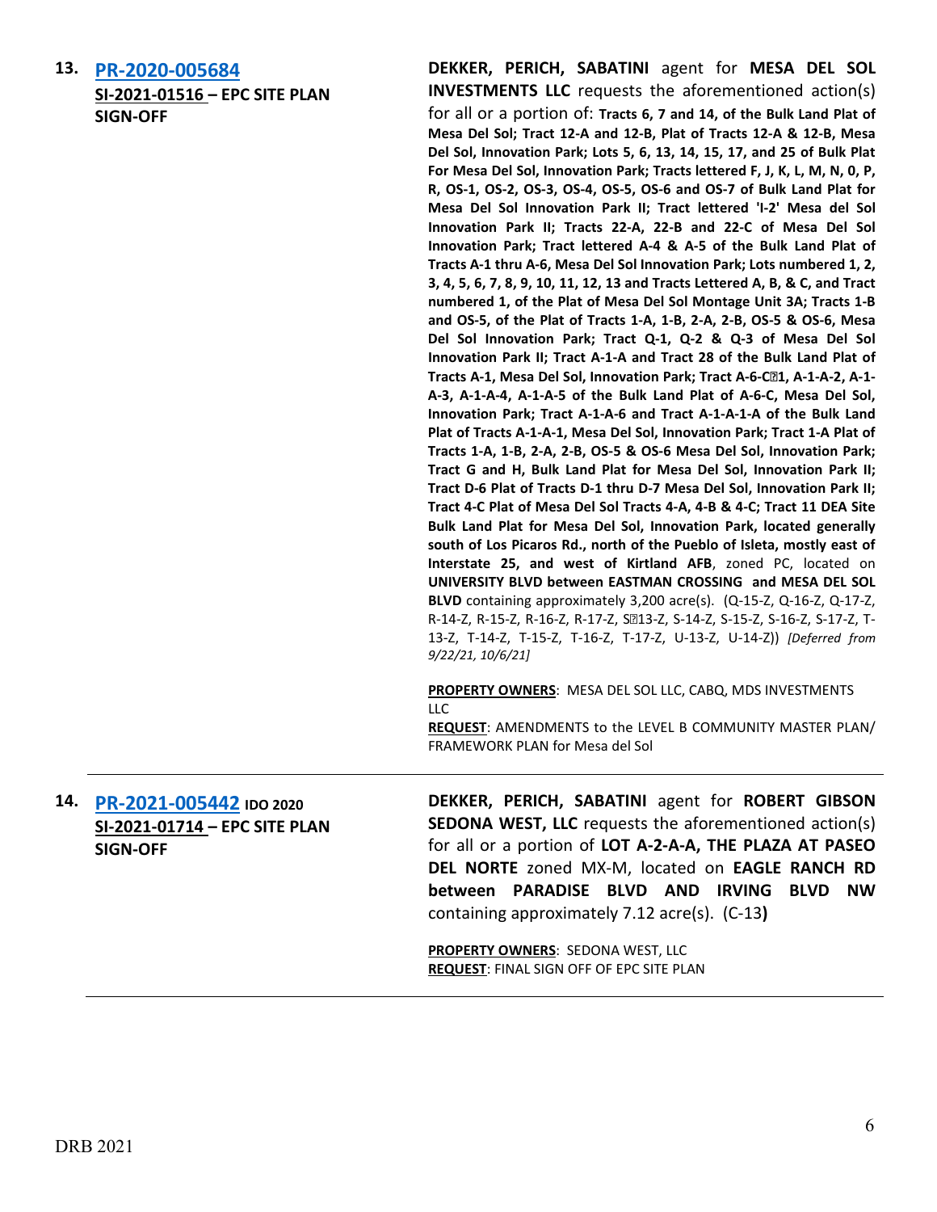**13. PR-2020-005684**
**SI-2021-01516 – EPC SITE PLAN SIGN-OFF**

**DEKKER, PERICH, SABATINI** agent for **MESA DEL SOL INVESTMENTS LLC** requests the aforementioned action(s) for all or a portion of: **Tracts 6, 7 and 14, of the Bulk Land Plat of Mesa Del Sol; Tract 12-A and 12-B, Plat of Tracts 12-A & 12-B, Mesa Del Sol, Innovation Park; Lots 5, 6, 13, 14, 15, 17, and 25 of Bulk Plat For Mesa Del Sol, Innovation Park; Tracts lettered F, J, K, L, M, N, 0, P, R, OS-1, OS-2, OS-3, OS-4, OS-5, OS-6 and OS-7 of Bulk Land Plat for Mesa Del Sol Innovation Park II; Tract lettered 'I-2' Mesa del Sol Innovation Park II; Tracts 22-A, 22-B and 22-C of Mesa Del Sol Innovation Park; Tract lettered A-4 & A-5 of the Bulk Land Plat of Tracts A-1 thru A-6, Mesa Del Sol Innovation Park; Lots numbered 1, 2, 3, 4, 5, 6, 7, 8, 9, 10, 11, 12, 13 and Tracts Lettered A, B, & C, and Tract numbered 1, of the Plat of Mesa Del Sol Montage Unit 3A; Tracts 1-B and OS-5, of the Plat of Tracts 1-A, 1-B, 2-A, 2-B, OS-5 & OS-6, Mesa Del Sol Innovation Park; Tract Q-1, Q-2 & Q-3 of Mesa Del Sol Innovation Park II; Tract A-1-A and Tract 28 of the Bulk Land Plat of Tracts A-1, Mesa Del Sol, Innovation Park; Tract A-6-C1, A-1-A-2, A-1-A-3, A-1-A-4, A-1-A-5 of the Bulk Land Plat of A-6-C, Mesa Del Sol, Innovation Park; Tract A-1-A-6 and Tract A-1-A-1-A of the Bulk Land Plat of Tracts A-1-A-1, Mesa Del Sol, Innovation Park; Tract 1-A Plat of Tracts 1-A, 1-B, 2-A, 2-B, OS-5 & OS-6 Mesa Del Sol, Innovation Park; Tract G and H, Bulk Land Plat for Mesa Del Sol, Innovation Park II; Tract D-6 Plat of Tracts D-1 thru D-7 Mesa Del Sol, Innovation Park II; Tract 4-C Plat of Mesa Del Sol Tracts 4-A, 4-B & 4-C; Tract 11 DEA Site Bulk Land Plat for Mesa Del Sol, Innovation Park, located generally south of Los Picaros Rd., north of the Pueblo of Isleta, mostly east of Interstate 25, and west of Kirtland AFB**, zoned PC, located on **UNIVERSITY BLVD between EASTMAN CROSSING and MESA DEL SOL BLVD** containing approximately 3,200 acre(s). (Q-15-Z, Q-16-Z, Q-17-Z, R-14-Z, R-15-Z, R-16-Z, R-17-Z, S13-Z, S-14-Z, S-15-Z, S-16-Z, S-17-Z, T-13-Z, T-14-Z, T-15-Z, T-16-Z, T-17-Z, U-13-Z, U-14-Z)) *[Deferred from 9/22/21, 10/6/21]*

**PROPERTY OWNERS**: MESA DEL SOL LLC, CABQ, MDS INVESTMENTS LLC
**REQUEST**: AMENDMENTS to the LEVEL B COMMUNITY MASTER PLAN/ FRAMEWORK PLAN for Mesa del Sol

---

**14. PR-2021-005442 IDO 2020**
**SI-2021-01714 – EPC SITE PLAN SIGN-OFF**

**DEKKER, PERICH, SABATINI** agent for **ROBERT GIBSON SEDONA WEST, LLC** requests the aforementioned action(s) for all or a portion of **LOT A-2-A-A, THE PLAZA AT PASEO DEL NORTE** zoned MX-M, located on **EAGLE RANCH RD between PARADISE BLVD AND IRVING BLVD NW** containing approximately 7.12 acre(s). (C-13**)**

**PROPERTY OWNERS**: SEDONA WEST, LLC
**REQUEST**: FINAL SIGN OFF OF EPC SITE PLAN

---

DRB 2021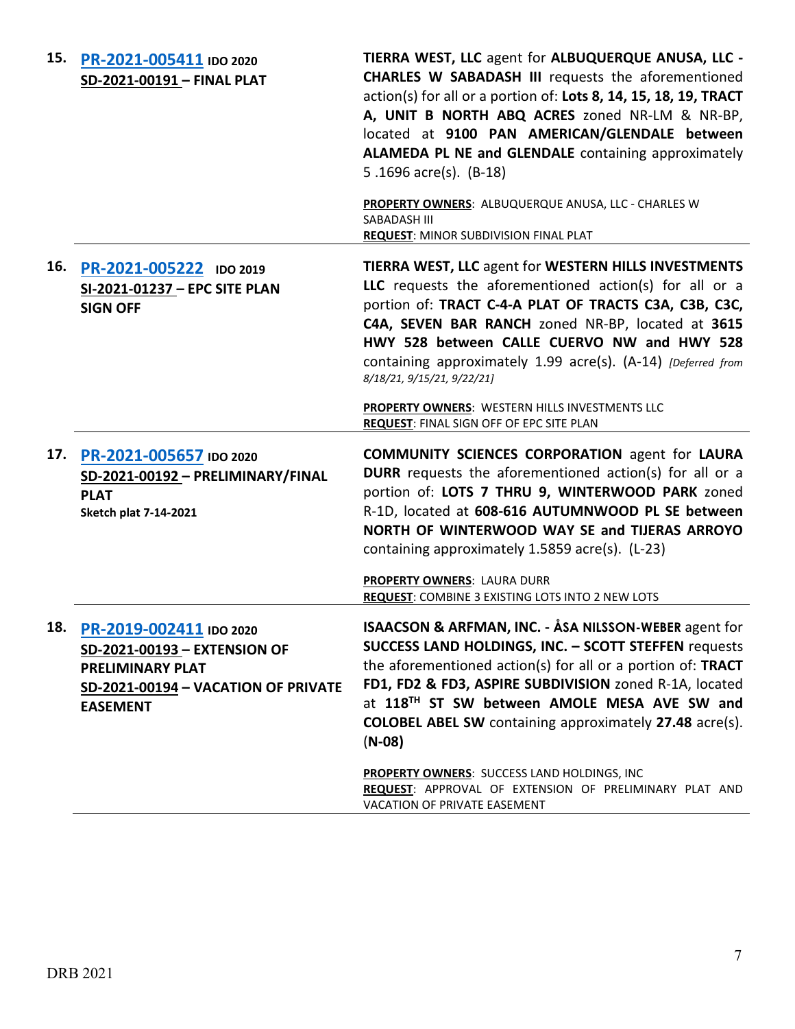| | | |
|---|---|---|
| 15. | **PR-2021-005411** IDO 2020<br>**SD-2021-00191 – FINAL PLAT** | **TIERRA WEST, LLC** agent for **ALBUQUERQUE ANUSA, LLC - CHARLES W SABADASH III** requests the aforementioned action(s) for all or a portion of: **Lots 8, 14, 15, 18, 19, TRACT A, UNIT B NORTH ABQ ACRES** zoned NR-LM & NR-BP, located at **9100 PAN AMERICAN/GLENDALE between ALAMEDA PL NE and GLENDALE** containing approximately 5 .1696 acre(s). (B-18)<br><br>**PROPERTY OWNERS**: ALBUQUERQUE ANUSA, LLC - CHARLES W SABADASH III<br>**REQUEST**: MINOR SUBDIVISION FINAL PLAT |
| 16. | **PR-2021-005222** IDO 2019<br>**SI-2021-01237 – EPC SITE PLAN SIGN OFF** | **TIERRA WEST, LLC** agent for **WESTERN HILLS INVESTMENTS LLC** requests the aforementioned action(s) for all or a portion of: **TRACT C-4-A PLAT OF TRACTS C3A, C3B, C3C, C4A, SEVEN BAR RANCH** zoned NR-BP, located at **3615 HWY 528 between CALLE CUERVO NW and HWY 528** containing approximately 1.99 acre(s). (A-14) *[Deferred from 8/18/21, 9/15/21, 9/22/21]*<br><br>**PROPERTY OWNERS**: WESTERN HILLS INVESTMENTS LLC<br>**REQUEST**: FINAL SIGN OFF OF EPC SITE PLAN |
| 17. | **PR-2021-005657** IDO 2020<br>**SD-2021-00192 – PRELIMINARY/FINAL PLAT**<br>**Sketch plat 7-14-2021** | **COMMUNITY SCIENCES CORPORATION** agent for **LAURA DURR** requests the aforementioned action(s) for all or a portion of: **LOTS 7 THRU 9, WINTERWOOD PARK** zoned R-1D, located at **608-616 AUTUMNWOOD PL SE between NORTH OF WINTERWOOD WAY SE and TIJERAS ARROYO** containing approximately 1.5859 acre(s). (L-23)<br><br>**PROPERTY OWNERS**: LAURA DURR<br>**REQUEST**: COMBINE 3 EXISTING LOTS INTO 2 NEW LOTS |
| 18. | **PR-2019-002411** IDO 2020<br>**SD-2021-00193 – EXTENSION OF PRELIMINARY PLAT**<br>**SD-2021-00194 – VACATION OF PRIVATE EASEMENT** | **ISAACSON & ARFMAN, INC. - ÅSA NILSSON-WEBER** agent for **SUCCESS LAND HOLDINGS, INC. – SCOTT STEFFEN** requests the aforementioned action(s) for all or a portion of: **TRACT FD1, FD2 & FD3, ASPIRE SUBDIVISION** zoned R-1A, located at **118TH ST SW between AMOLE MESA AVE SW and COLOBEL ABEL SW** containing approximately **27.48** acre(s). (**N-08)**<br><br>**PROPERTY OWNERS**: SUCCESS LAND HOLDINGS, INC<br>**REQUEST**: APPROVAL OF EXTENSION OF PRELIMINARY PLAT AND VACATION OF PRIVATE EASEMENT |

DRB 2021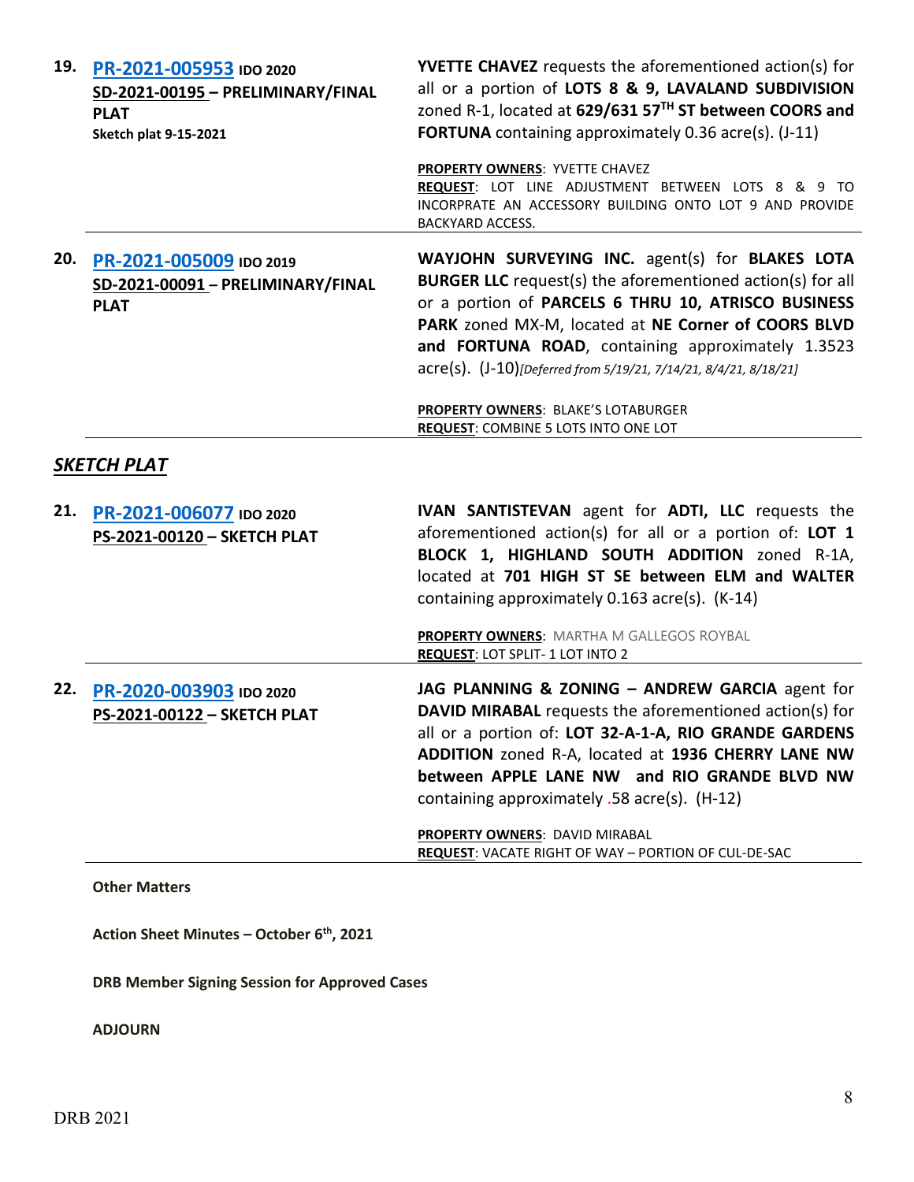**19.** **[PR-2021-005953](PR-2021-005953) IDO 2020**
**SD-2021-00195 – PRELIMINARY/FINAL PLAT**
**Sketch plat 9-15-2021**

**YVETTE CHAVEZ** requests the aforementioned action(s) for all or a portion of **LOTS 8 & 9, LAVALAND SUBDIVISION** zoned R-1, located at **629/631 57TH ST between COORS and FORTUNA** containing approximately 0.36 acre(s). (J-11)

**PROPERTY OWNERS**: YVETTE CHAVEZ
**REQUEST**: LOT LINE ADJUSTMENT BETWEEN LOTS 8 & 9 TO INCORPRATE AN ACCESSORY BUILDING ONTO LOT 9 AND PROVIDE BACKYARD ACCESS.

---

**20.** **PR-2021-005009 IDO 2019**
**SD-2021-00091 – PRELIMINARY/FINAL PLAT**

**WAYJOHN SURVEYING INC.** agent(s) for **BLAKES LOTA BURGER LLC** request(s) the aforementioned action(s) for all or a portion of **PARCELS 6 THRU 10, ATRISCO BUSINESS PARK** zoned MX-M, located at **NE Corner of COORS BLVD and FORTUNA ROAD**, containing approximately 1.3523 acre(s). (J-10)*[Deferred from 5/19/21, 7/14/21, 8/4/21, 8/18/21]*

**PROPERTY OWNERS**: BLAKE'S LOTABURGER
**REQUEST**: COMBINE 5 LOTS INTO ONE LOT

---

## *SKETCH PLAT*

**21.** **PR-2021-006077 IDO 2020**
**PS-2021-00120 – SKETCH PLAT**

**IVAN SANTISTEVAN** agent for **ADTI, LLC** requests the aforementioned action(s) for all or a portion of: **LOT 1 BLOCK 1, HIGHLAND SOUTH ADDITION** zoned R-1A, located at **701 HIGH ST SE between ELM and WALTER** containing approximately 0.163 acre(s). (K-14)

**PROPERTY OWNERS**: MARTHA M GALLEGOS ROYBAL
**REQUEST**: LOT SPLIT- 1 LOT INTO 2

---

**22.** **PR-2020-003903 IDO 2020**
**PS-2021-00122 – SKETCH PLAT**

**JAG PLANNING & ZONING – ANDREW GARCIA** agent for **DAVID MIRABAL** requests the aforementioned action(s) for all or a portion of: **LOT 32-A-1-A, RIO GRANDE GARDENS ADDITION** zoned R-A, located at **1936 CHERRY LANE NW between APPLE LANE NW and RIO GRANDE BLVD NW** containing approximately .58 acre(s). (H-12)

**PROPERTY OWNERS**: DAVID MIRABAL
**REQUEST**: VACATE RIGHT OF WAY – PORTION OF CUL-DE-SAC

---

**Other Matters**

**Action Sheet Minutes – October 6th, 2021**

**DRB Member Signing Session for Approved Cases**

**ADJOURN**